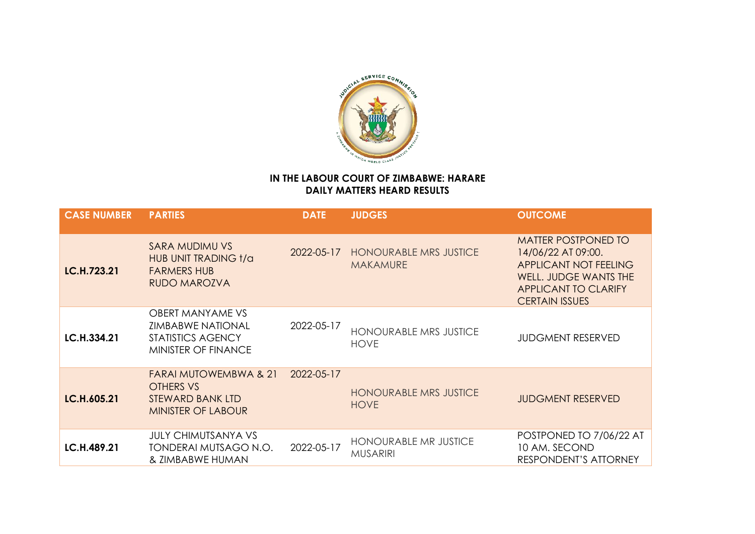**IN THE LABOUR COURT OF ZIMBABWE: HARARE**
**DAILY MATTERS HEARD RESULTS**

| CASE NUMBER | PARTIES | DATE | JUDGES | OUTCOME |
|---|---|---|---|---|
| **LC.H.723.21** | SARA MUDIMU VS HUB UNIT TRADING t/a FARMERS HUB RUDO MAROZVA | 2022-05-17 | HONOURABLE MRS JUSTICE MAKAMURE | MATTER POSTPONED TO 14/06/22 AT 09:00. APPLICANT NOT FEELING WELL. JUDGE WANTS THE APPLICANT TO CLARIFY CERTAIN ISSUES |
| **LC.H.334.21** | OBERT MANYAME VS ZIMBABWE NATIONAL STATISTICS AGENCY MINISTER OF FINANCE | 2022-05-17 | HONOURABLE MRS JUSTICE HOVE | JUDGMENT RESERVED |
| **LC.H.605.21** | FARAI MUTOWEMBWA & 21 OTHERS VS STEWARD BANK LTD MINISTER OF LABOUR | 2022-05-17 | HONOURABLE MRS JUSTICE HOVE | JUDGMENT RESERVED |
| **LC.H.489.21** | JULY CHIMUTSANYA VS TONDERAI MUTSAGO N.O. & ZIMBABWE HUMAN | 2022-05-17 | HONOURABLE MR JUSTICE MUSARIRI | POSTPONED TO 7/06/22 AT 10 AM. SECOND RESPONDENT'S ATTORNEY |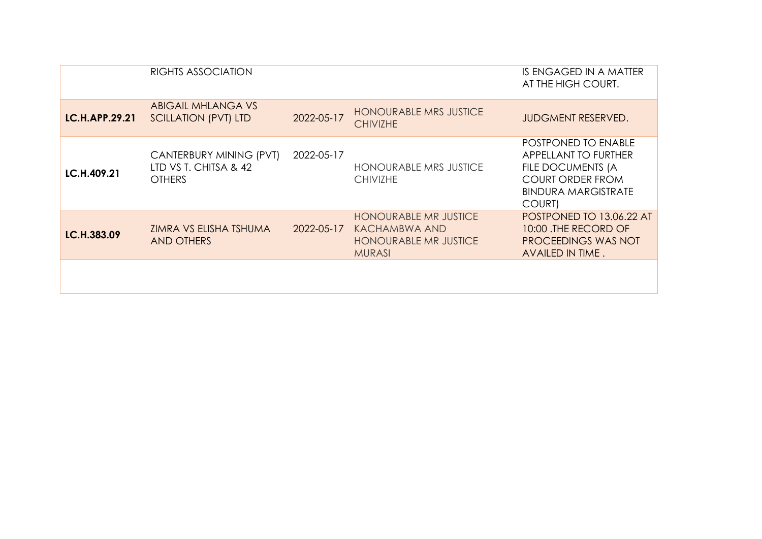| | | | | |
|---|---|---|---|---|
| | RIGHTS ASSOCIATION | | | IS ENGAGED IN A MATTER AT THE HIGH COURT. |
| **LC.H.APP.29.21** | ABIGAIL MHLANGA VS SCILLATION (PVT) LTD | 2022-05-17 | HONOURABLE MRS JUSTICE CHIVIZHE | JUDGMENT RESERVED. |
| **LC.H.409.21** | CANTERBURY MINING (PVT) LTD VS T. CHITSA & 42 OTHERS | 2022-05-17 | HONOURABLE MRS JUSTICE CHIVIZHE | POSTPONED TO ENABLE APPELLANT TO FURTHER FILE DOCUMENTS (A COURT ORDER FROM BINDURA MARGISTRATE COURT) |
| **LC.H.383.09** | ZIMRA VS ELISHA TSHUMA AND OTHERS | 2022-05-17 | HONOURABLE MR JUSTICE KACHAMBWA AND HONOURABLE MR JUSTICE MURASI | POSTPONED TO 13.06.22 AT 10:00 .THE RECORD OF PROCEEDINGS WAS NOT AVAILED IN TIME . |
| | | | | |